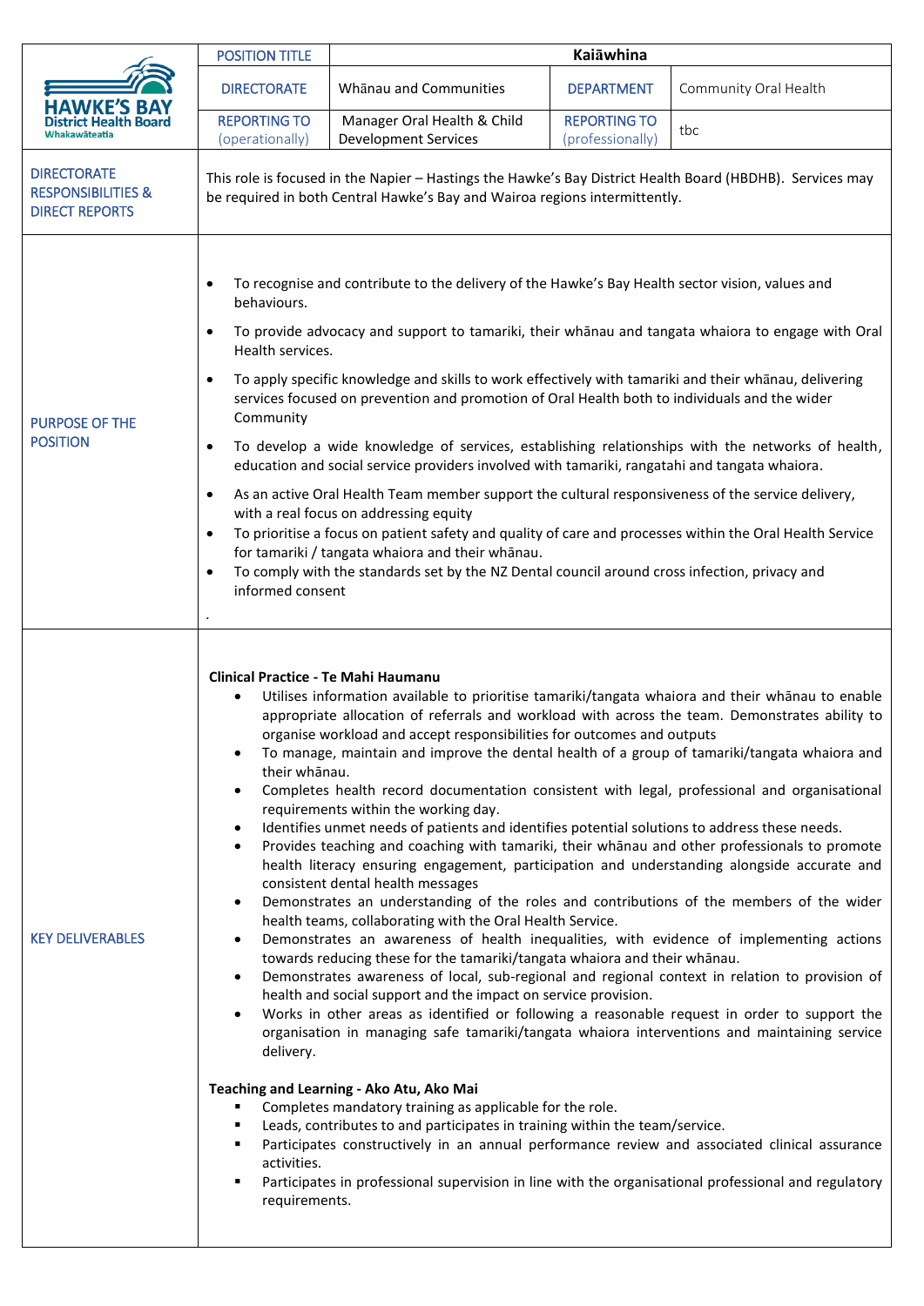| HAWKE'S BAY District Health Board Whakawāteatia | POSITION TITLE | Kaiāwhina | | |
|---|---|---|---|---|
| | DIRECTORATE | Whānau and Communities | DEPARTMENT | Community Oral Health |
| | REPORTING TO (operationally) | Manager Oral Health & Child Development Services | REPORTING TO (professionally) | tbc |

| | |
|---|---|
| DIRECTORATE RESPONSIBILITIES & DIRECT REPORTS | This role is focused in the Napier – Hastings the Hawke's Bay District Health Board (HBDHB). Services may be required in both Central Hawke's Bay and Wairoa regions intermittently. |
| PURPOSE OF THE POSITION | • To recognise and contribute to the delivery of the Hawke's Bay Health sector vision, values and behaviours.<br>• To provide advocacy and support to tamariki, their whānau and tangata whaiora to engage with Oral Health services.<br>• To apply specific knowledge and skills to work effectively with tamariki and their whānau, delivering services focused on prevention and promotion of Oral Health both to individuals and the wider Community<br>• To develop a wide knowledge of services, establishing relationships with the networks of health, education and social service providers involved with tamariki, rangatahi and tangata whaiora.<br>• As an active Oral Health Team member support the cultural responsiveness of the service delivery, with a real focus on addressing equity<br>• To prioritise a focus on patient safety and quality of care and processes within the Oral Health Service for tamariki / tangata whaiora and their whānau.<br>• To comply with the standards set by the NZ Dental council around cross infection, privacy and informed consent<br>. |
| KEY DELIVERABLES | **Clinical Practice - Te Mahi Haumanu**<br>• Utilises information available to prioritise tamariki/tangata whaiora and their whānau to enable appropriate allocation of referrals and workload with across the team. Demonstrates ability to organise workload and accept responsibilities for outcomes and outputs<br>• To manage, maintain and improve the dental health of a group of tamariki/tangata whaiora and their whānau.<br>• Completes health record documentation consistent with legal, professional and organisational requirements within the working day.<br>• Identifies unmet needs of patients and identifies potential solutions to address these needs.<br>• Provides teaching and coaching with tamariki, their whānau and other professionals to promote health literacy ensuring engagement, participation and understanding alongside accurate and consistent dental health messages<br>• Demonstrates an understanding of the roles and contributions of the members of the wider health teams, collaborating with the Oral Health Service.<br>• Demonstrates an awareness of health inequalities, with evidence of implementing actions towards reducing these for the tamariki/tangata whaiora and their whānau.<br>• Demonstrates awareness of local, sub-regional and regional context in relation to provision of health and social support and the impact on service provision.<br>• Works in other areas as identified or following a reasonable request in order to support the organisation in managing safe tamariki/tangata whaiora interventions and maintaining service delivery.<br><br>**Teaching and Learning - Ako Atu, Ako Mai**<br>▪ Completes mandatory training as applicable for the role.<br>▪ Leads, contributes to and participates in training within the team/service.<br>▪ Participates constructively in an annual performance review and associated clinical assurance activities.<br>▪ Participates in professional supervision in line with the organisational professional and regulatory requirements. |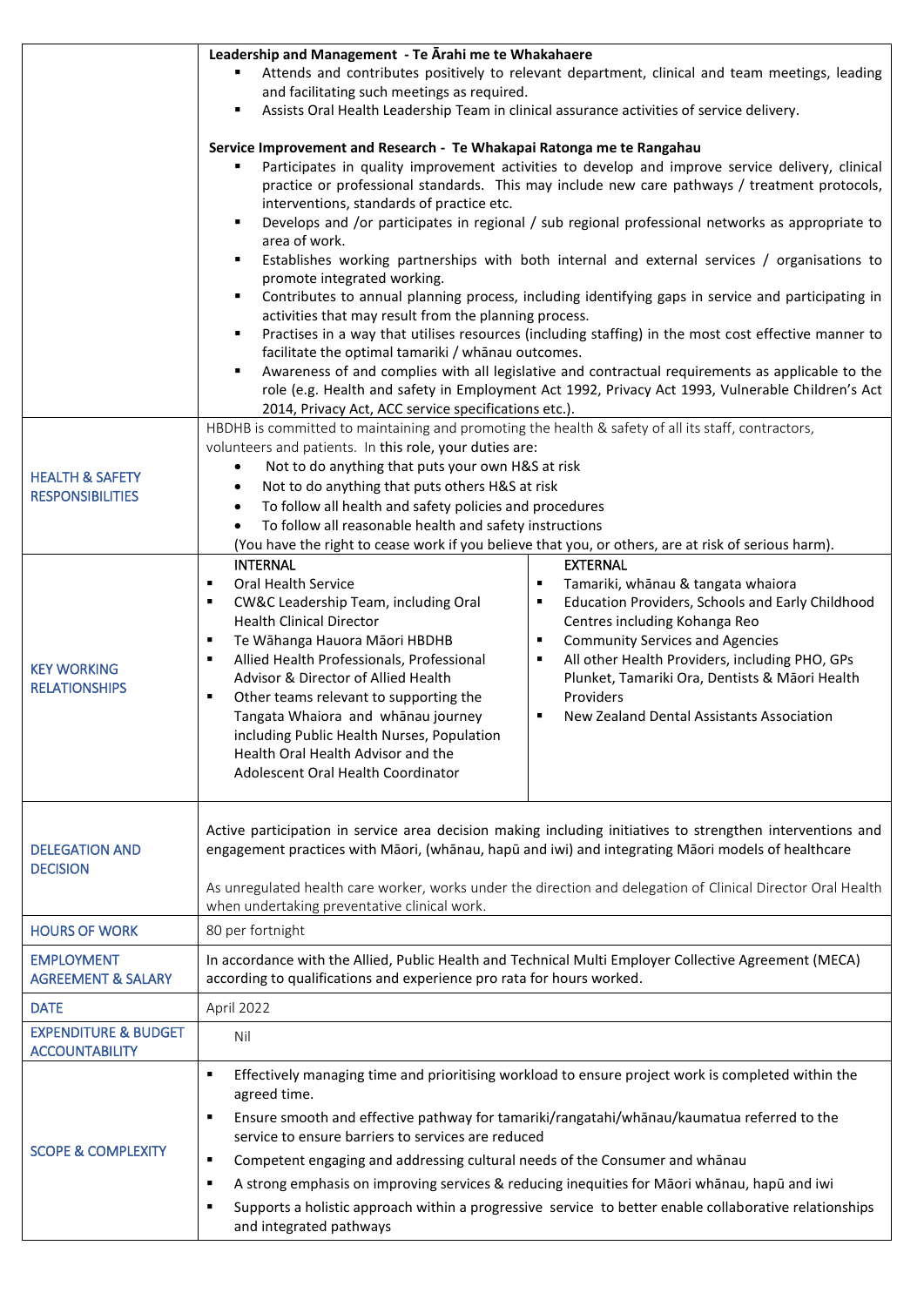| | |
|---|---|
| | **Leadership and Management - Te Ārahi me te Whakahaere**<br>▪ Attends and contributes positively to relevant department, clinical and team meetings, leading and facilitating such meetings as required.<br>▪ Assists Oral Health Leadership Team in clinical assurance activities of service delivery.<br><br>**Service Improvement and Research - Te Whakapai Ratonga me te Rangahau**<br>▪ Participates in quality improvement activities to develop and improve service delivery, clinical practice or professional standards. This may include new care pathways / treatment protocols, interventions, standards of practice etc.<br>▪ Develops and /or participates in regional / sub regional professional networks as appropriate to area of work.<br>▪ Establishes working partnerships with both internal and external services / organisations to promote integrated working.<br>▪ Contributes to annual planning process, including identifying gaps in service and participating in activities that may result from the planning process.<br>▪ Practises in a way that utilises resources (including staffing) in the most cost effective manner to facilitate the optimal tamariki / whānau outcomes.<br>▪ Awareness of and complies with all legislative and contractual requirements as applicable to the role (e.g. Health and safety in Employment Act 1992, Privacy Act 1993, Vulnerable Children's Act 2014, Privacy Act, ACC service specifications etc.). |
| HEALTH & SAFETY RESPONSIBILITIES | HBDHB is committed to maintaining and promoting the health & safety of all its staff, contractors, volunteers and patients. In this role, your duties are:<br>• Not to do anything that puts your own H&S at risk<br>• Not to do anything that puts others H&S at risk<br>• To follow all health and safety policies and procedures<br>• To follow all reasonable health and safety instructions<br>(You have the right to cease work if you believe that you, or others, are at risk of serious harm). |
| KEY WORKING RELATIONSHIPS | **INTERNAL**<br>▪ Oral Health Service<br>▪ CW&C Leadership Team, including Oral Health Clinical Director<br>▪ Te Wāhanga Hauora Māori HBDHB<br>▪ Allied Health Professionals, Professional Advisor & Director of Allied Health<br>▪ Other teams relevant to supporting the Tangata Whaiora and whānau journey including Public Health Nurses, Population Health Oral Health Advisor and the Adolescent Oral Health Coordinator<br><br>**EXTERNAL**<br>▪ Tamariki, whānau & tangata whaiora<br>▪ Education Providers, Schools and Early Childhood Centres including Kohanga Reo<br>▪ Community Services and Agencies<br>▪ All other Health Providers, including PHO, GPs Plunket, Tamariki Ora, Dentists & Māori Health Providers<br>▪ New Zealand Dental Assistants Association |
| DELEGATION AND DECISION | Active participation in service area decision making including initiatives to strengthen interventions and engagement practices with Māori, (whānau, hapū and iwi) and integrating Māori models of healthcare<br><br>As unregulated health care worker, works under the direction and delegation of Clinical Director Oral Health when undertaking preventative clinical work. |
| HOURS OF WORK | 80 per fortnight |
| EMPLOYMENT AGREEMENT & SALARY | In accordance with the Allied, Public Health and Technical Multi Employer Collective Agreement (MECA) according to qualifications and experience pro rata for hours worked. |
| DATE | April 2022 |
| EXPENDITURE & BUDGET ACCOUNTABILITY | Nil |
| SCOPE & COMPLEXITY | ▪ Effectively managing time and prioritising workload to ensure project work is completed within the agreed time.<br>▪ Ensure smooth and effective pathway for tamariki/rangatahi/whānau/kaumatua referred to the service to ensure barriers to services are reduced<br>▪ Competent engaging and addressing cultural needs of the Consumer and whānau<br>▪ A strong emphasis on improving services & reducing inequities for Māori whānau, hapū and iwi<br>▪ Supports a holistic approach within a progressive service to better enable collaborative relationships and integrated pathways |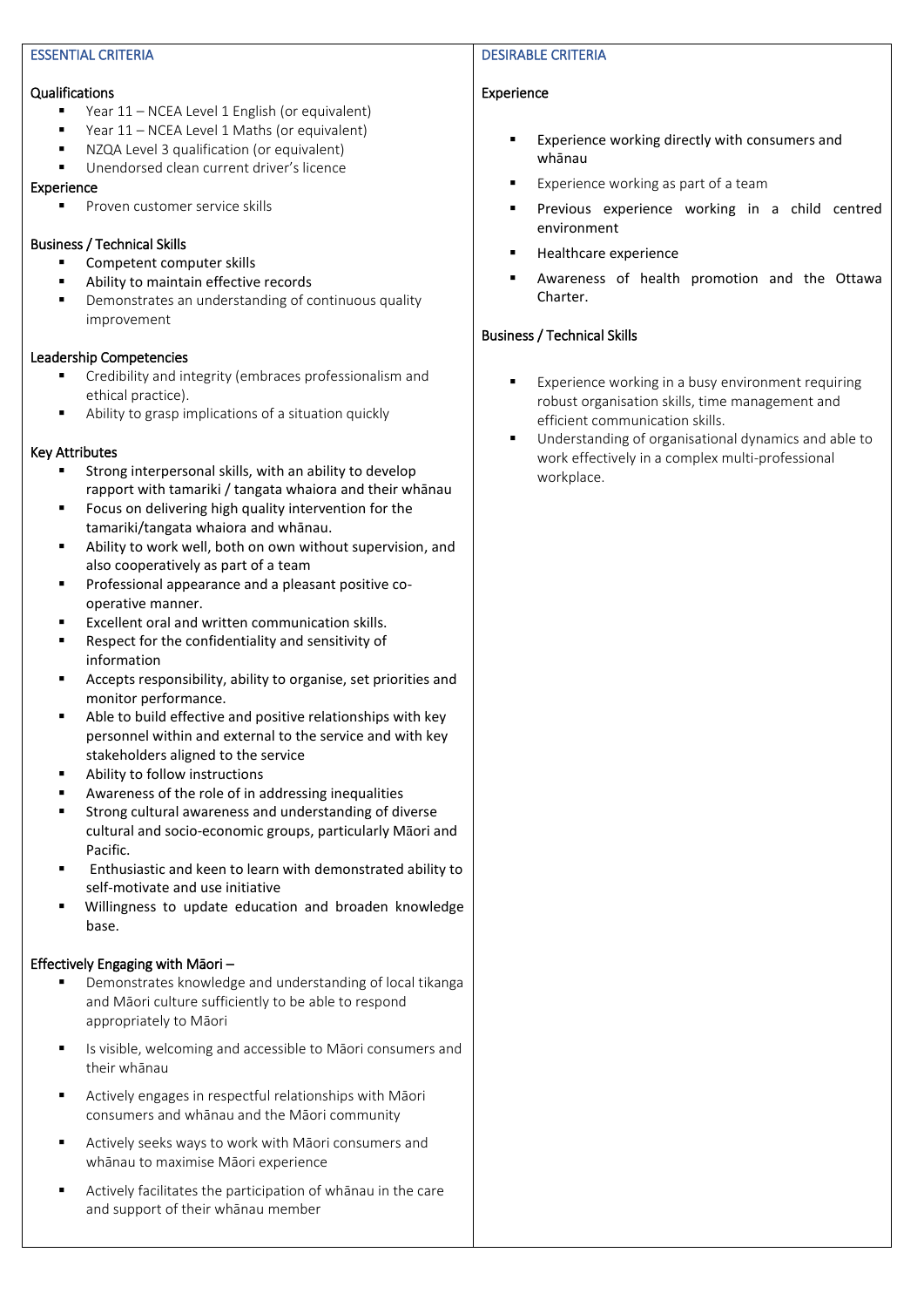## ESSENTIAL CRITERIA

### Qualifications

- Year 11 – NCEA Level 1 English (or equivalent)
- Year 11 – NCEA Level 1 Maths (or equivalent)
- NZQA Level 3 qualification (or equivalent)
- Unendorsed clean current driver's licence

### Experience

- Proven customer service skills

### Business / Technical Skills

- Competent computer skills
- Ability to maintain effective records
- Demonstrates an understanding of continuous quality improvement

### Leadership Competencies

- Credibility and integrity (embraces professionalism and ethical practice).
- Ability to grasp implications of a situation quickly

### Key Attributes

- Strong interpersonal skills, with an ability to develop rapport with tamariki / tangata whaiora and their whānau
- Focus on delivering high quality intervention for the tamariki/tangata whaiora and whānau.
- Ability to work well, both on own without supervision, and also cooperatively as part of a team
- Professional appearance and a pleasant positive co-operative manner.
- Excellent oral and written communication skills.
- Respect for the confidentiality and sensitivity of information
- Accepts responsibility, ability to organise, set priorities and monitor performance.
- Able to build effective and positive relationships with key personnel within and external to the service and with key stakeholders aligned to the service
- Ability to follow instructions
- Awareness of the role of in addressing inequalities
- Strong cultural awareness and understanding of diverse cultural and socio-economic groups, particularly Māori and Pacific.
- Enthusiastic and keen to learn with demonstrated ability to self-motivate and use initiative
- Willingness to update education and broaden knowledge base.

### Effectively Engaging with Māori –

- Demonstrates knowledge and understanding of local tikanga and Māori culture sufficiently to be able to respond appropriately to Māori
- Is visible, welcoming and accessible to Māori consumers and their whānau
- Actively engages in respectful relationships with Māori consumers and whānau and the Māori community
- Actively seeks ways to work with Māori consumers and whānau to maximise Māori experience
- Actively facilitates the participation of whānau in the care and support of their whānau member

## DESIRABLE CRITERIA

### Experience

- Experience working directly with consumers and whānau
- Experience working as part of a team
- Previous experience working in a child centred environment
- Healthcare experience
- Awareness of health promotion and the Ottawa Charter.

### Business / Technical Skills

- Experience working in a busy environment requiring robust organisation skills, time management and efficient communication skills.
- Understanding of organisational dynamics and able to work effectively in a complex multi-professional workplace.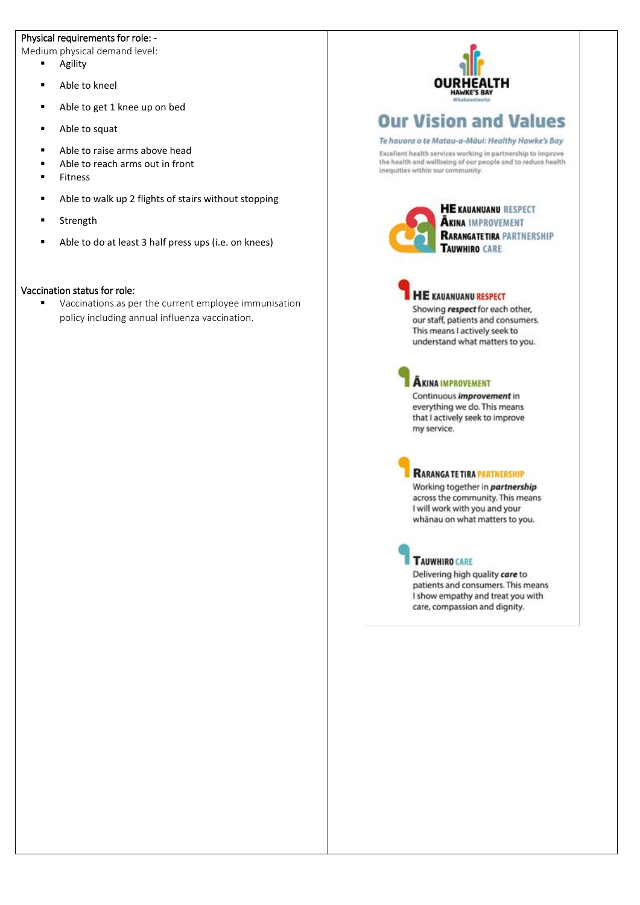Physical requirements for role: -

Medium physical demand level:

- Agility
- Able to kneel
- Able to get 1 knee up on bed
- Able to squat
- Able to raise arms above head
- Able to reach arms out in front
- Fitness
- Able to walk up 2 flights of stairs without stopping
- Strength
- Able to do at least 3 half press ups (i.e. on knees)

Vaccination status for role:

- Vaccinations as per the current employee immunisation policy including annual influenza vaccination.

OURHEALTH
HAWKE'S BAY
Whakawāteatia

# Our Vision and Values

*Te hauora o te Matau-a-Māui: Healthy Hawke's Bay*

Excellent health services working in partnership to improve the health and wellbeing of our people and to reduce health inequities within our community.

**HE KAUANUANU** RESPECT
**ĀKINA** IMPROVEMENT
**RARANGA TE TIRA** PARTNERSHIP
**TAUWHIRO** CARE

**HE KAUANUANU RESPECT**

Showing ***respect*** for each other, our staff, patients and consumers. This means I actively seek to understand what matters to you.

**ĀKINA IMPROVEMENT**

Continuous ***improvement*** in everything we do. This means that I actively seek to improve my service.

**RARANGA TE TIRA PARTNERSHIP**

Working together in ***partnership*** across the community. This means I will work with you and your whānau on what matters to you.

**TAUWHIRO CARE**

Delivering high quality ***care*** to patients and consumers. This means I show empathy and treat you with care, compassion and dignity.